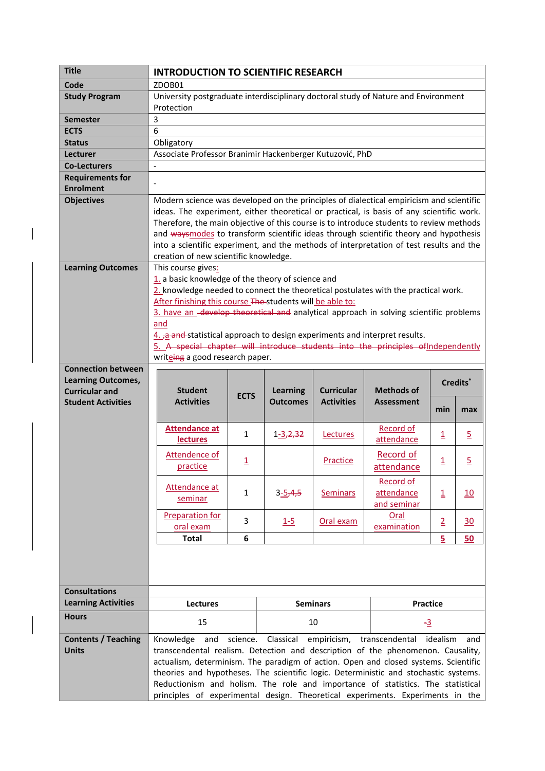| | |
|---|---|
| **Title** | **INTRODUCTION TO SCIENTIFIC RESEARCH** |
| **Code** | ZDOB01 |
| **Study Program** | University postgraduate interdisciplinary doctoral study of Nature and Environment Protection |
| **Semester** | 3 |
| **ECTS** | 6 |
| **Status** | Obligatory |
| **Lecturer** | Associate Professor Branimir Hackenberger Kutuzović, PhD |
| **Co-Lecturers** | - |
| **Requirements for Enrolment** | - |
| **Objectives** | Modern science was developed on the principles of dialectical empiricism and scientific ideas. The experiment, either theoretical or practical, is basis of any scientific work. Therefore, the main objective of this course is to introduce students to review methods and ~~ways~~modes to transform scientific ideas through scientific theory and hypothesis into a scientific experiment, and the methods of interpretation of test results and the creation of new scientific knowledge. |
| **Learning Outcomes** | This course gives:<br>1. a basic knowledge of the theory of science and<br>2. knowledge needed to connect the theoretical postulates with the practical work.<br>After finishing this course ~~The~~ students will be able to:<br>3. have an ~~develop theoretical and~~ analytical approach in solving scientific problems and<br>4. ~~,~~a ~~and~~ statistical approach to design experiments and interpret results.<br>5. ~~A special chapter will introduce students into the principles of~~Independently write~~ing~~ a good research paper. |

**Connection between Learning Outcomes, Curricular and Student Activities**

| Student Activities | ECTS | Learning Outcomes | Curricular Activities | Methods of Assessment | Credits* | |
|---|---|---|---|---|---|---|
| | | | | | min | max |
| **Attendance at lectures** | 1 | 1-~~3,2,3~~2 | Lectures | Record of attendance | 1 | 5 |
| Attendence of practice | 1 | | Practice | Record of attendance | 1 | 5 |
| Attendance at seminar | 1 | 3-~~5,4,~~5 | Seminars | Record of attendance and seminar | 1 | 10 |
| Preparation for oral exam | 3 | 1-5 | Oral exam | Oral examination | 2 | 30 |
| **Total** | **6** | | | | **5** | **50** |

| | | | |
|---|---|---|---|
| **Consultations** | | | |
| **Learning Activities** | **Lectures** | **Seminars** | **Practice** |
| **Hours** | 15 | 10 | ~~-~~3 |

| | |
|---|---|
| **Contents / Teaching Units** | Knowledge and science. Classical empiricism, transcendental idealism and transcendental realism. Detection and description of the phenomenon. Causality, actualism, determinism. The paradigm of action. Open and closed systems. Scientific theories and hypotheses. The scientific logic. Deterministic and stochastic systems. Reductionism and holism. The role and importance of statistics. The statistical principles of experimental design. Theoretical experiments. Experiments in the |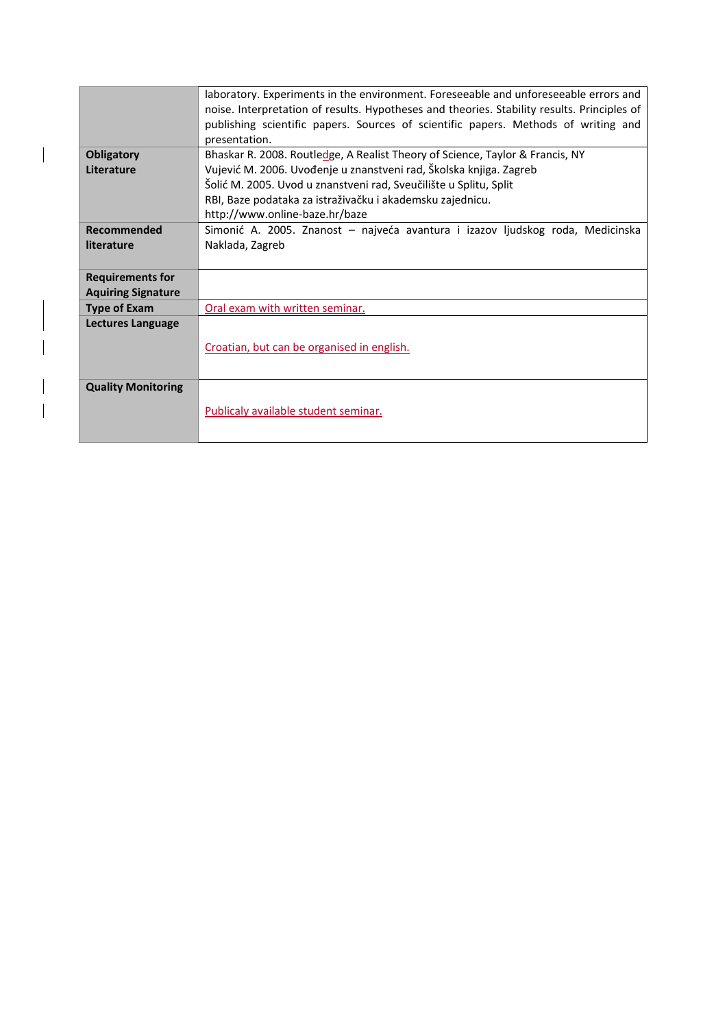| | |
|---|---|
| | laboratory. Experiments in the environment. Foreseeable and unforeseeable errors and noise. Interpretation of results. Hypotheses and theories. Stability results. Principles of publishing scientific papers. Sources of scientific papers. Methods of writing and presentation. |
| **Obligatory Literature** | Bhaskar R. 2008. Routledge, A Realist Theory of Science, Taylor & Francis, NY<br>Vujević M. 2006. Uvođenje u znanstveni rad, Školska knjiga. Zagreb<br>Šolić M. 2005. Uvod u znanstveni rad, Sveučilište u Splitu, Split<br>RBI, Baze podataka za istraživačku i akademsku zajednicu. http://www.online-baze.hr/baze |
| **Recommended literature** | Simonić A. 2005. Znanost – najveća avantura i izazov ljudskog roda, Medicinska Naklada, Zagreb |
| **Requirements for Aquiring Signature** | |
| **Type of Exam** | Oral exam with written seminar. |
| **Lectures Language** | Croatian, but can be organised in english. |
| **Quality Monitoring** | Publicaly available student seminar. |